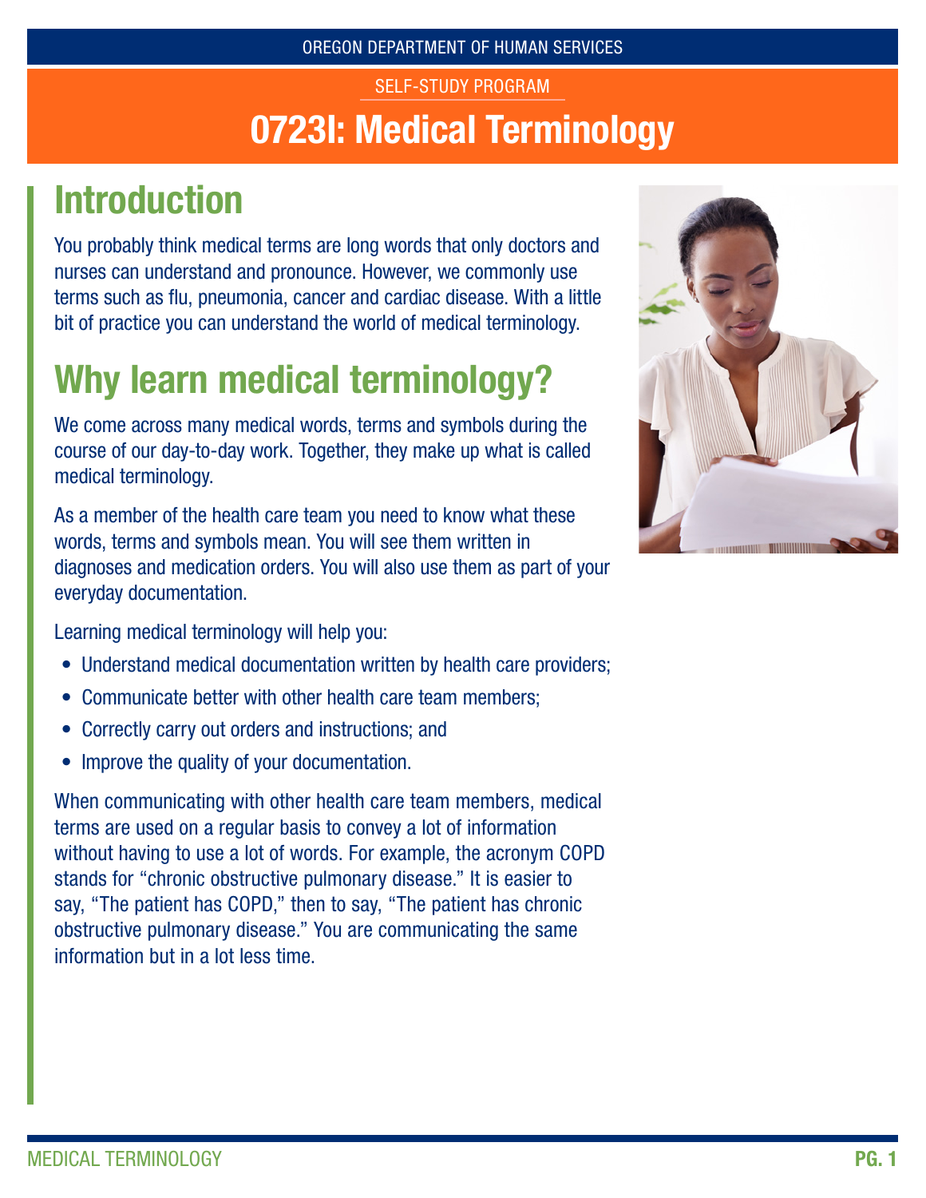OREGON DEPARTMENT OF HUMAN SERVICES

SELF-STUDY PROGRAM

# 0723I: Medical Terminology

## Introduction

You probably think medical terms are long words that only doctors and nurses can understand and pronounce. However, we commonly use terms such as flu, pneumonia, cancer and cardiac disease. With a little bit of practice you can understand the world of medical terminology.

## Why learn medical terminology?

We come across many medical words, terms and symbols during the course of our day-to-day work. Together, they make up what is called medical terminology.

As a member of the health care team you need to know what these words, terms and symbols mean. You will see them written in diagnoses and medication orders. You will also use them as part of your everyday documentation.

Learning medical terminology will help you:

- Understand medical documentation written by health care providers;
- Communicate better with other health care team members;
- Correctly carry out orders and instructions; and
- Improve the quality of your documentation.

When communicating with other health care team members, medical terms are used on a regular basis to convey a lot of information without having to use a lot of words. For example, the acronym COPD stands for "chronic obstructive pulmonary disease." It is easier to say, "The patient has COPD," then to say, "The patient has chronic obstructive pulmonary disease." You are communicating the same information but in a lot less time.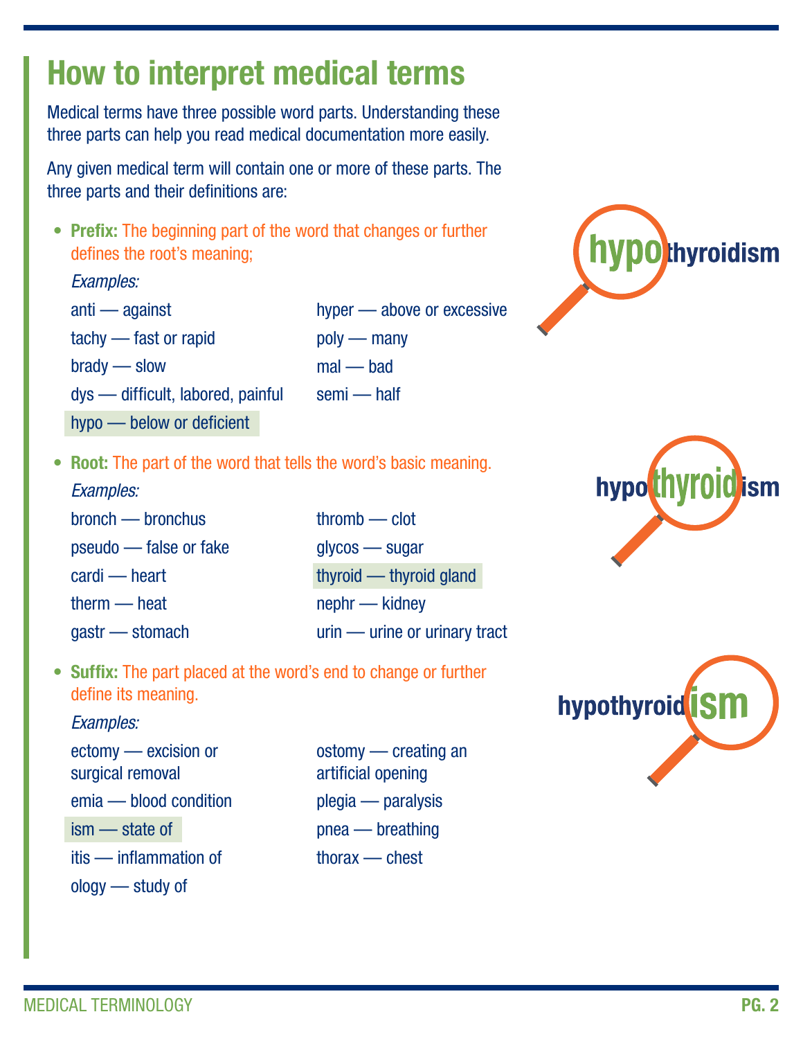# How to interpret medical terms

Medical terms have three possible word parts. Understanding these three parts can help you read medical documentation more easily.

Any given medical term will contain one or more of these parts. The three parts and their definitions are:

- **Prefix:** The beginning part of the word that changes or further defines the root's meaning;

  *Examples:*

  anti — against
  tachy — fast or rapid
  brady — slow
  dys — difficult, labored, painful
  hypo — below or deficient
  hyper — above or excessive
  poly — many
  mal — bad
  semi — half

- **Root:** The part of the word that tells the word's basic meaning.

  *Examples:*

  bronch — bronchus
  pseudo — false or fake
  cardi — heart
  therm — heat
  gastr — stomach
  thromb — clot
  glycos — sugar
  thyroid — thyroid gland
  nephr — kidney
  urin — urine or urinary tract

- **Suffix:** The part placed at the word's end to change or further define its meaning.

  *Examples:*

  ectomy — excision or surgical removal
  emia — blood condition
  ism — state of
  itis — inflammation of
  ology — study of
  ostomy — creating an artificial opening
  plegia — paralysis
  pnea — breathing
  thorax — chest

**hypo**thyroidism

hypo**thyroid**ism

hypothyroid**ism**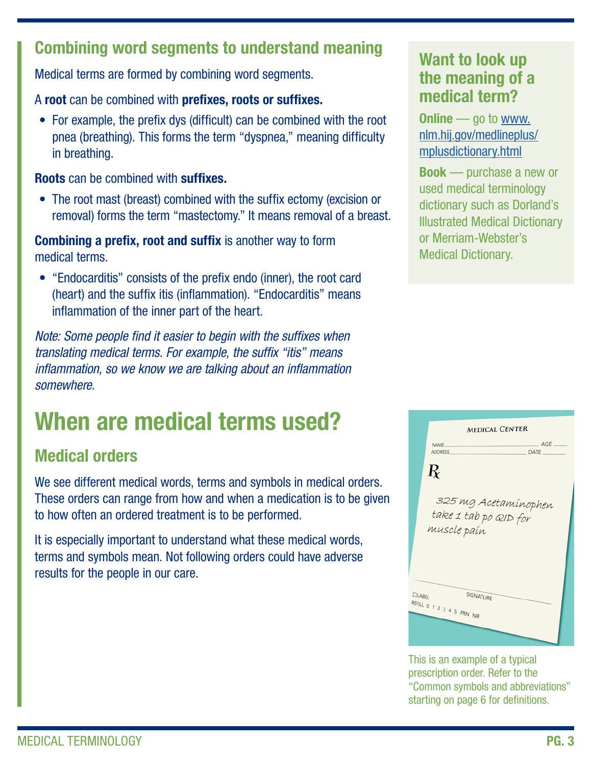## Combining word segments to understand meaning

Medical terms are formed by combining word segments.

A **root** can be combined with **prefixes, roots or suffixes.**

- For example, the prefix dys (difficult) can be combined with the root pnea (breathing). This forms the term "dyspnea," meaning difficulty in breathing.

**Roots** can be combined with **suffixes.**

- The root mast (breast) combined with the suffix ectomy (excision or removal) forms the term "mastectomy." It means removal of a breast.

**Combining a prefix, root and suffix** is another way to form medical terms.

- "Endocarditis" consists of the prefix endo (inner), the root card (heart) and the suffix itis (inflammation). "Endocarditis" means inflammation of the inner part of the heart.

*Note: Some people find it easier to begin with the suffixes when translating medical terms. For example, the suffix "itis" means inflammation, so we know we are talking about an inflammation somewhere.*

### Want to look up the meaning of a medical term?

**Online** — go to www.nlm.hij.gov/medlineplus/mplusdictionary.html

**Book** — purchase a new or used medical terminology dictionary such as Dorland's Illustrated Medical Dictionary or Merriam-Webster's Medical Dictionary.

# When are medical terms used?

## Medical orders

We see different medical words, terms and symbols in medical orders. These orders can range from how and when a medication is to be given to how often an ordered treatment is to be performed.

It is especially important to understand what these medical words, terms and symbols mean. Not following orders could have adverse results for the people in our care.

MEDICAL CENTER

NAME ____ AGE ____
ADDRESS ____ DATE ____

Rx

325 mg Acetaminophen take 1 tab po QID for muscle pain

☐LABEL SIGNATURE ____
REFILL 0 1 2 3 4 5 PRN NR

This is an example of a typical prescription order. Refer to the "Common symbols and abbreviations" starting on page 6 for definitions.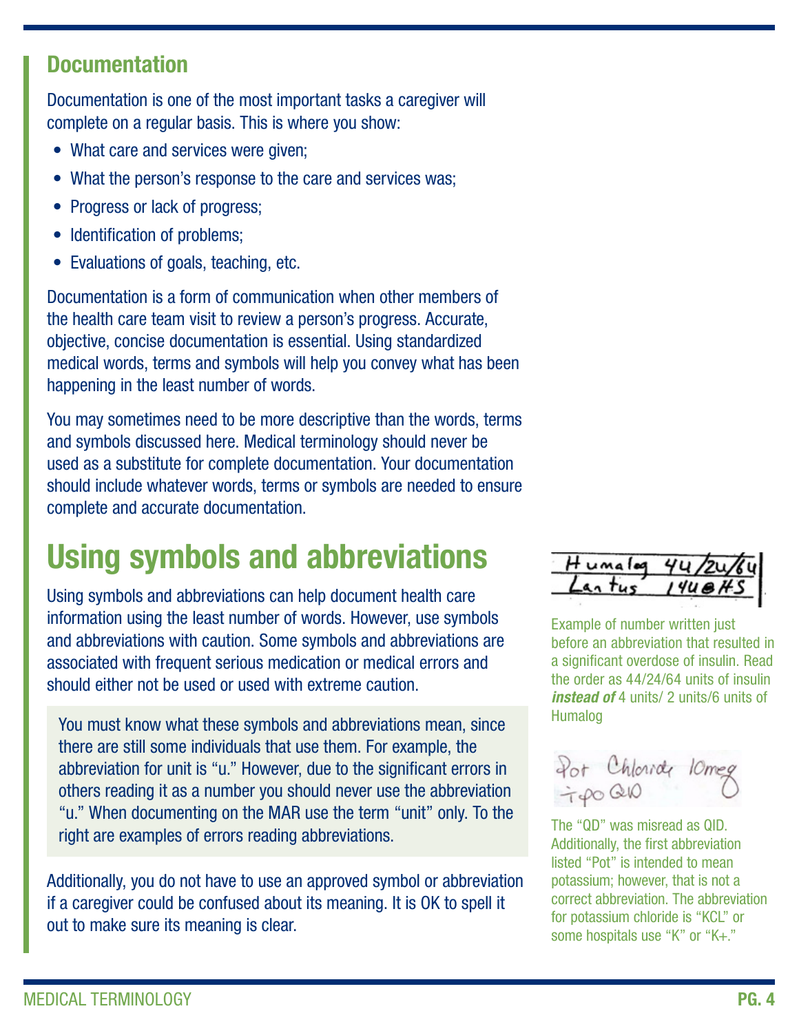## Documentation

Documentation is one of the most important tasks a caregiver will complete on a regular basis. This is where you show:

- What care and services were given;
- What the person's response to the care and services was;
- Progress or lack of progress;
- Identification of problems;
- Evaluations of goals, teaching, etc.

Documentation is a form of communication when other members of the health care team visit to review a person's progress. Accurate, objective, concise documentation is essential. Using standardized medical words, terms and symbols will help you convey what has been happening in the least number of words.

You may sometimes need to be more descriptive than the words, terms and symbols discussed here. Medical terminology should never be used as a substitute for complete documentation. Your documentation should include whatever words, terms or symbols are needed to ensure complete and accurate documentation.

# Using symbols and abbreviations

Using symbols and abbreviations can help document health care information using the least number of words. However, use symbols and abbreviations with caution. Some symbols and abbreviations are associated with frequent serious medication or medical errors and should either not be used or used with extreme caution.

You must know what these symbols and abbreviations mean, since there are still some individuals that use them. For example, the abbreviation for unit is "u." However, due to the significant errors in others reading it as a number you should never use the abbreviation "u." When documenting on the MAR use the term "unit" only. To the right are examples of errors reading abbreviations.

Additionally, you do not have to use an approved symbol or abbreviation if a caregiver could be confused about its meaning. It is OK to spell it out to make sure its meaning is clear.

Humalog 4u/2u/6u
Lantus 14u@HS

Example of number written just before an abbreviation that resulted in a significant overdose of insulin. Read the order as 44/24/64 units of insulin ***instead of*** 4 units/ 2 units/6 units of Humalog

Pot Chloride 10meq
i po QD

The "QD" was misread as QID. Additionally, the first abbreviation listed "Pot" is intended to mean potassium; however, that is not a correct abbreviation. The abbreviation for potassium chloride is "KCL" or some hospitals use "K" or "K+."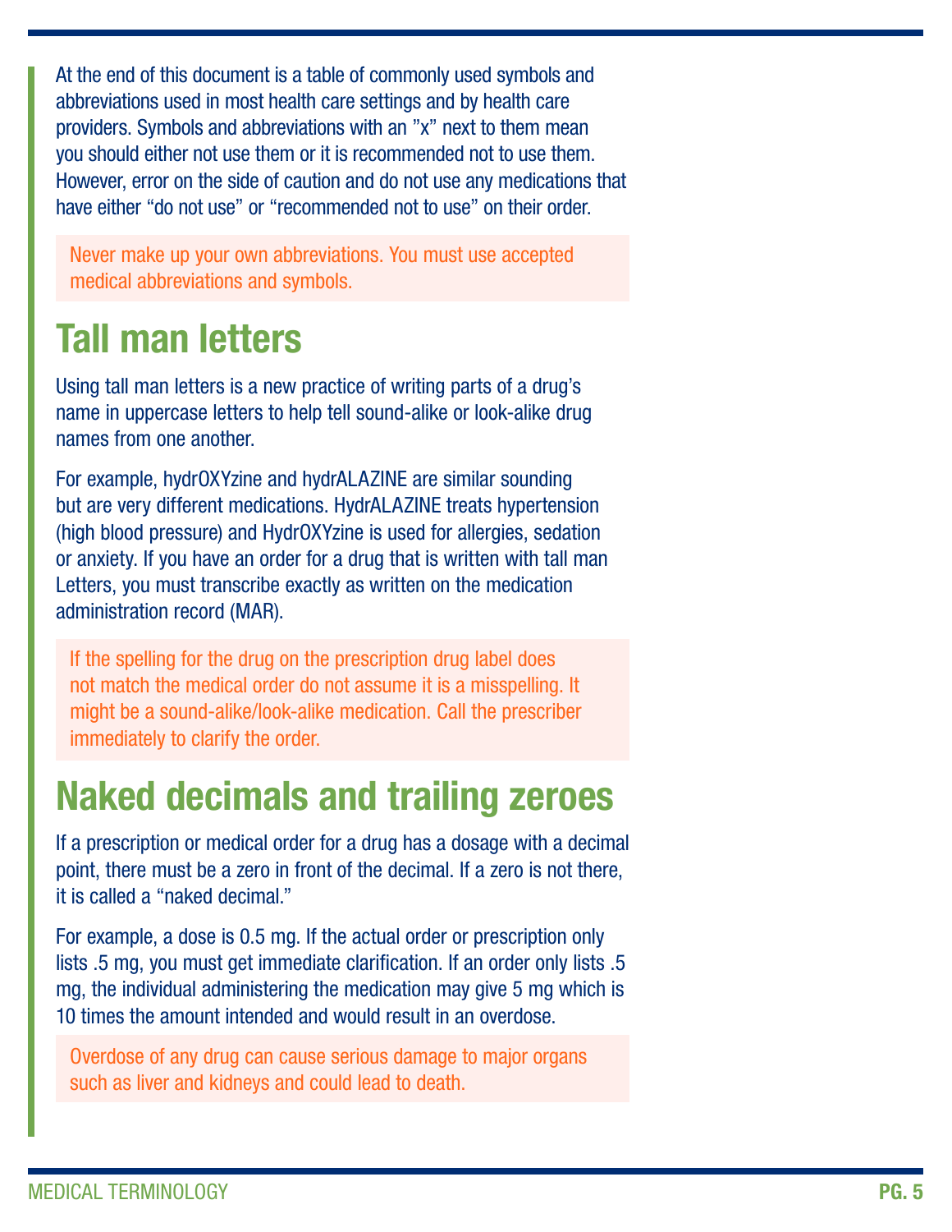At the end of this document is a table of commonly used symbols and abbreviations used in most health care settings and by health care providers. Symbols and abbreviations with an "x" next to them mean you should either not use them or it is recommended not to use them. However, error on the side of caution and do not use any medications that have either "do not use" or "recommended not to use" on their order.

> Never make up your own abbreviations. You must use accepted medical abbreviations and symbols.

## Tall man letters

Using tall man letters is a new practice of writing parts of a drug's name in uppercase letters to help tell sound-alike or look-alike drug names from one another.

For example, hydrOXYzine and hydrALAZINE are similar sounding but are very different medications. HydrALAZINE treats hypertension (high blood pressure) and HydrOXYzine is used for allergies, sedation or anxiety. If you have an order for a drug that is written with tall man Letters, you must transcribe exactly as written on the medication administration record (MAR).

> If the spelling for the drug on the prescription drug label does not match the medical order do not assume it is a misspelling. It might be a sound-alike/look-alike medication. Call the prescriber immediately to clarify the order.

## Naked decimals and trailing zeroes

If a prescription or medical order for a drug has a dosage with a decimal point, there must be a zero in front of the decimal. If a zero is not there, it is called a "naked decimal."

For example, a dose is 0.5 mg. If the actual order or prescription only lists .5 mg, you must get immediate clarification. If an order only lists .5 mg, the individual administering the medication may give 5 mg which is 10 times the amount intended and would result in an overdose.

> Overdose of any drug can cause serious damage to major organs such as liver and kidneys and could lead to death.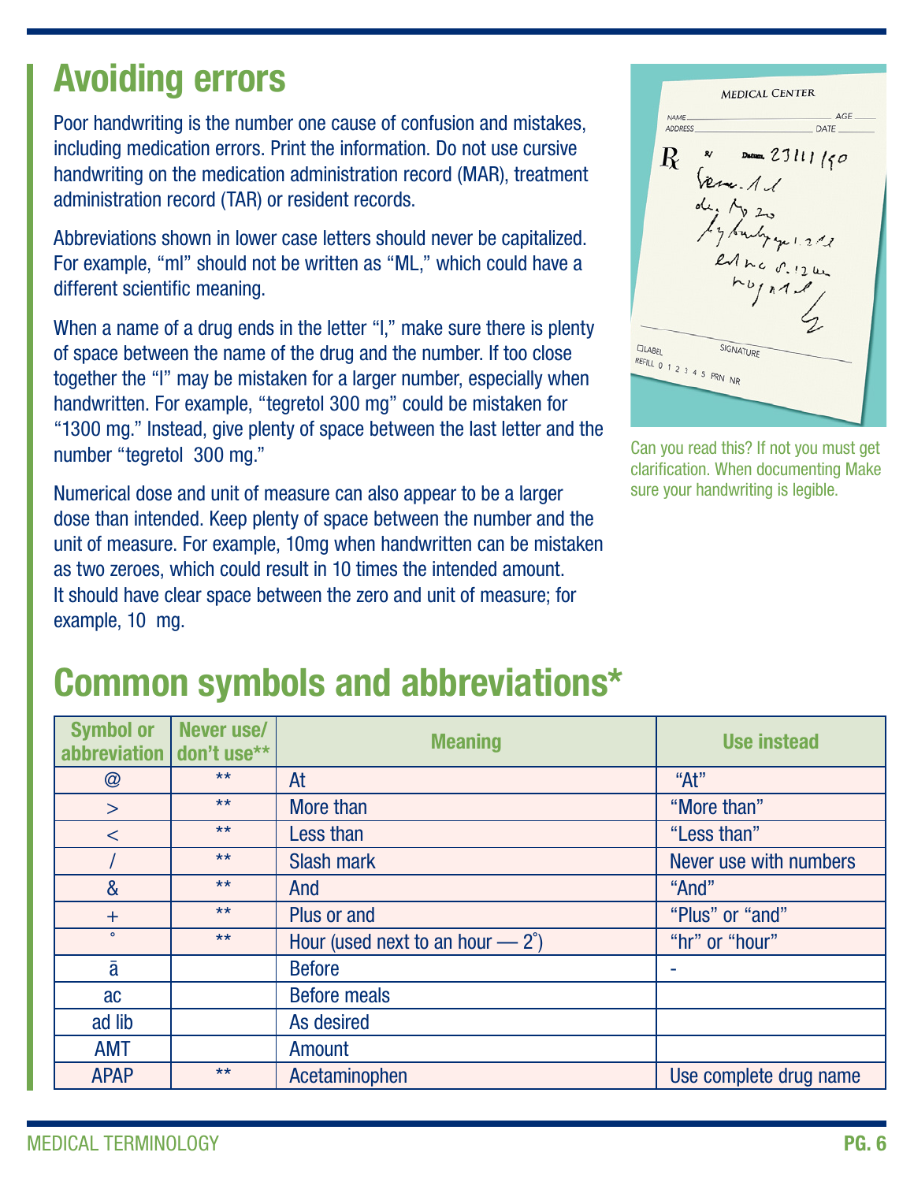# Avoiding errors

Poor handwriting is the number one cause of confusion and mistakes, including medication errors. Print the information. Do not use cursive handwriting on the medication administration record (MAR), treatment administration record (TAR) or resident records.

Abbreviations shown in lower case letters should never be capitalized. For example, "ml" should not be written as "ML," which could have a different scientific meaning.

When a name of a drug ends in the letter "l," make sure there is plenty of space between the name of the drug and the number. If too close together the "l" may be mistaken for a larger number, especially when handwritten. For example, "tegretol 300 mg" could be mistaken for "1300 mg." Instead, give plenty of space between the last letter and the number "tegretol  300 mg."

Numerical dose and unit of measure can also appear to be a larger dose than intended. Keep plenty of space between the number and the unit of measure. For example, 10mg when handwritten can be mistaken as two zeroes, which could result in 10 times the intended amount. It should have clear space between the zero and unit of measure; for example, 10  mg.

Can you read this? If not you must get clarification. When documenting Make sure your handwriting is legible.

# Common symbols and abbreviations*

| Symbol or abbreviation | Never use/ don't use** | Meaning | Use instead |
|---|---|---|---|
| @ | ** | At | "At" |
| > | ** | More than | "More than" |
| < | ** | Less than | "Less than" |
| / | ** | Slash mark | Never use with numbers |
| & | ** | And | "And" |
| + | ** | Plus or and | "Plus" or "and" |
| ° | ** | Hour (used next to an hour — 2°) | "hr" or "hour" |
| ā | | Before | - |
| ac | | Before meals | |
| ad lib | | As desired | |
| AMT | | Amount | |
| APAP | ** | Acetaminophen | Use complete drug name |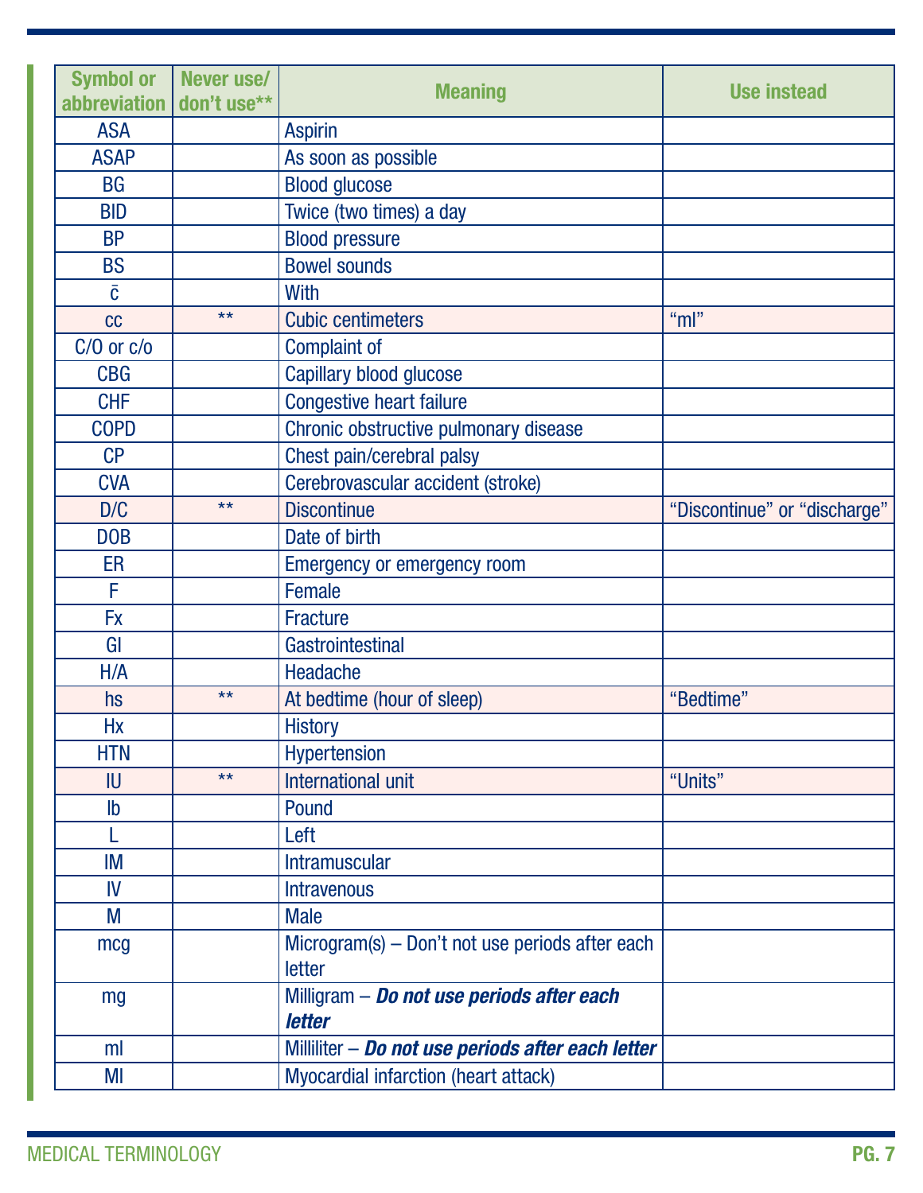| Symbol or abbreviation | Never use/ don't use** | Meaning | Use instead |
| --- | --- | --- | --- |
| ASA | | Aspirin | |
| ASAP | | As soon as possible | |
| BG | | Blood glucose | |
| BID | | Twice (two times) a day | |
| BP | | Blood pressure | |
| BS | | Bowel sounds | |
| c̄ | | With | |
| cc | ** | Cubic centimeters | "ml" |
| C/O or c/o | | Complaint of | |
| CBG | | Capillary blood glucose | |
| CHF | | Congestive heart failure | |
| COPD | | Chronic obstructive pulmonary disease | |
| CP | | Chest pain/cerebral palsy | |
| CVA | | Cerebrovascular accident (stroke) | |
| D/C | ** | Discontinue | "Discontinue" or "discharge" |
| DOB | | Date of birth | |
| ER | | Emergency or emergency room | |
| F | | Female | |
| Fx | | Fracture | |
| GI | | Gastrointestinal | |
| H/A | | Headache | |
| hs | ** | At bedtime (hour of sleep) | "Bedtime" |
| Hx | | History | |
| HTN | | Hypertension | |
| IU | ** | International unit | "Units" |
| lb | | Pound | |
| L | | Left | |
| IM | | Intramuscular | |
| IV | | Intravenous | |
| M | | Male | |
| mcg | | Microgram(s) – Don't not use periods after each letter | |
| mg | | Milligram – ***Do not use periods after each letter*** | |
| ml | | Milliliter – ***Do not use periods after each letter*** | |
| MI | | Myocardial infarction (heart attack) | |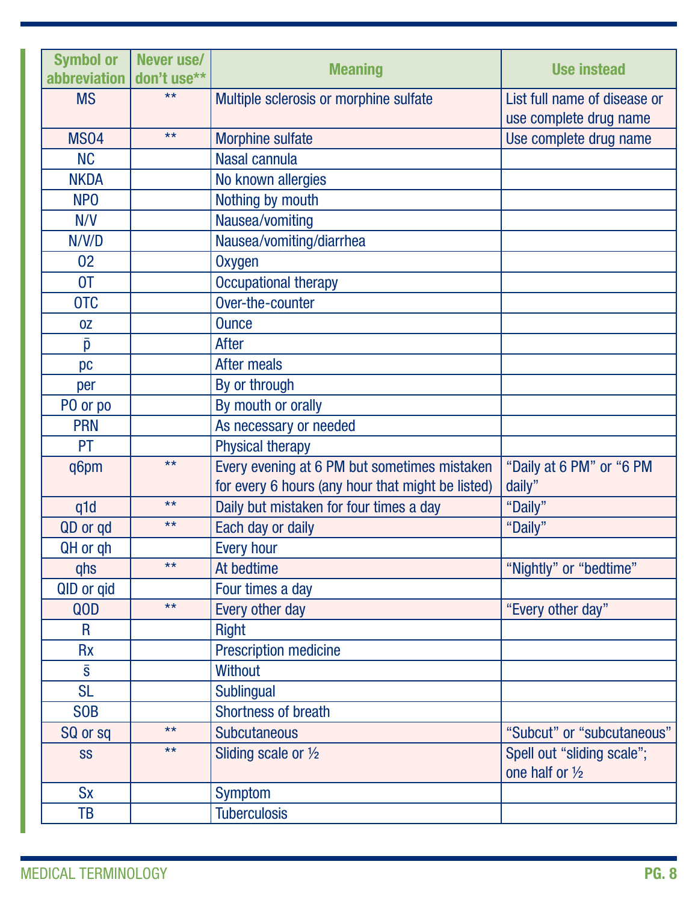| Symbol or abbreviation | Never use/ don't use** | Meaning | Use instead |
|---|---|---|---|
| MS | ** | Multiple sclerosis or morphine sulfate | List full name of disease or use complete drug name |
| MSO4 | ** | Morphine sulfate | Use complete drug name |
| NC | | Nasal cannula | |
| NKDA | | No known allergies | |
| NPO | | Nothing by mouth | |
| N/V | | Nausea/vomiting | |
| N/V/D | | Nausea/vomiting/diarrhea | |
| O2 | | Oxygen | |
| OT | | Occupational therapy | |
| OTC | | Over-the-counter | |
| oz | | Ounce | |
| p̄ | | After | |
| pc | | After meals | |
| per | | By or through | |
| PO or po | | By mouth or orally | |
| PRN | | As necessary or needed | |
| PT | | Physical therapy | |
| q6pm | ** | Every evening at 6 PM but sometimes mistaken for every 6 hours (any hour that might be listed) | "Daily at 6 PM" or "6 PM daily" |
| q1d | ** | Daily but mistaken for four times a day | "Daily" |
| QD or qd | ** | Each day or daily | "Daily" |
| QH or qh | | Every hour | |
| qhs | ** | At bedtime | "Nightly" or "bedtime" |
| QID or qid | | Four times a day | |
| QOD | ** | Every other day | "Every other day" |
| R | | Right | |
| Rx | | Prescription medicine | |
| s̄ | | Without | |
| SL | | Sublingual | |
| SOB | | Shortness of breath | |
| SQ or sq | ** | Subcutaneous | "Subcut" or "subcutaneous" |
| ss | ** | Sliding scale or ½ | Spell out "sliding scale"; one half or ½ |
| Sx | | Symptom | |
| TB | | Tuberculosis | |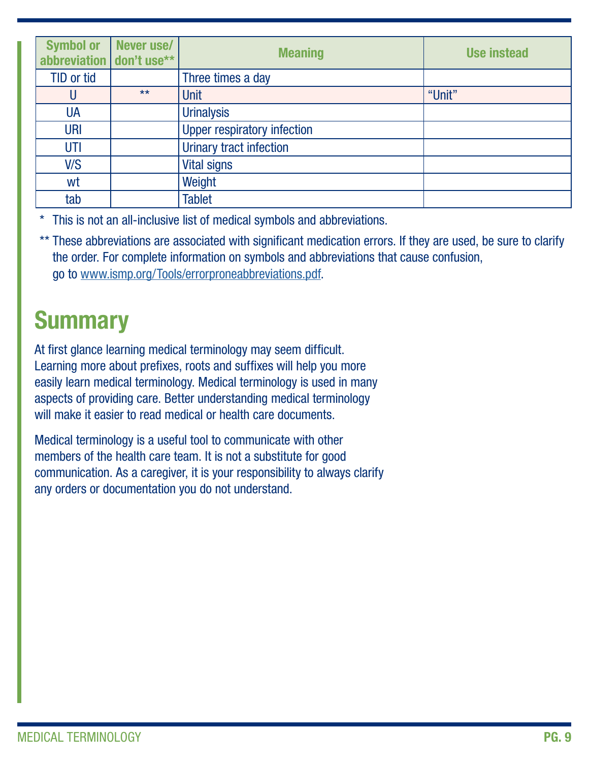| Symbol or abbreviation | Never use/ don't use** | Meaning | Use instead |
|---|---|---|---|
| TID or tid | | Three times a day | |
| U | ** | Unit | "Unit" |
| UA | | Urinalysis | |
| URI | | Upper respiratory infection | |
| UTI | | Urinary tract infection | |
| V/S | | Vital signs | |
| wt | | Weight | |
| tab | | Tablet | |

\* This is not an all-inclusive list of medical symbols and abbreviations.

** These abbreviations are associated with significant medication errors. If they are used, be sure to clarify the order. For complete information on symbols and abbreviations that cause confusion, go to www.ismp.org/Tools/errorproneabbreviations.pdf.

# Summary

At first glance learning medical terminology may seem difficult. Learning more about prefixes, roots and suffixes will help you more easily learn medical terminology. Medical terminology is used in many aspects of providing care. Better understanding medical terminology will make it easier to read medical or health care documents.

Medical terminology is a useful tool to communicate with other members of the health care team. It is not a substitute for good communication. As a caregiver, it is your responsibility to always clarify any orders or documentation you do not understand.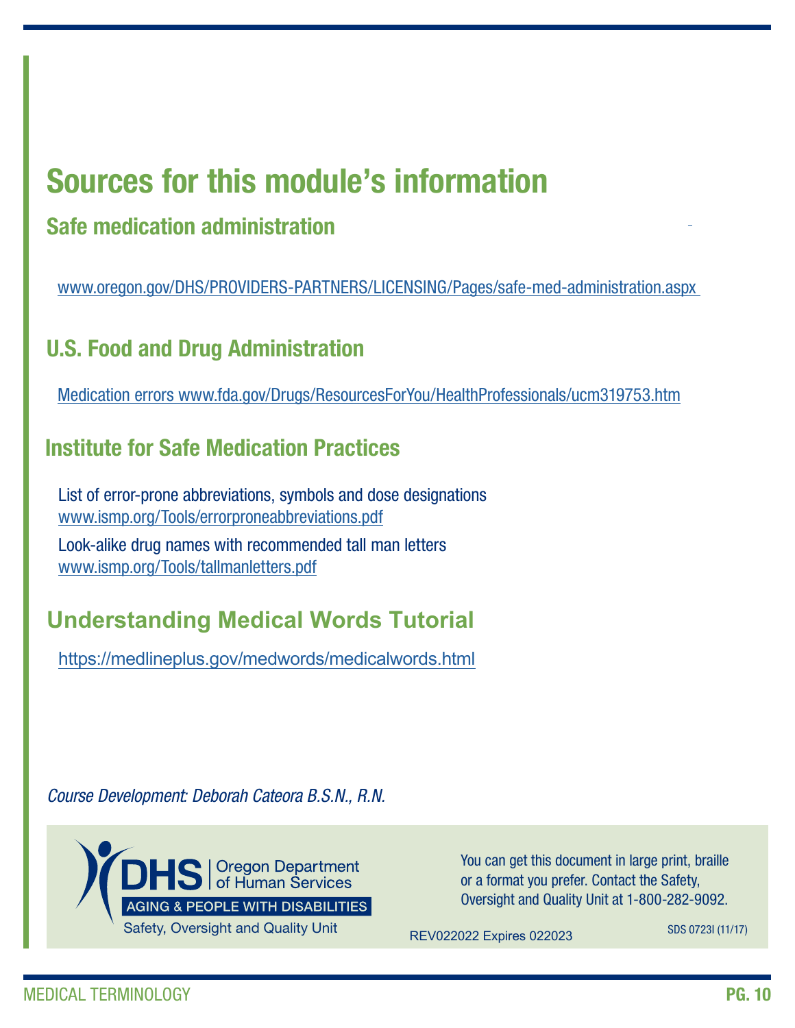# Sources for this module's information

## Safe medication administration

www.oregon.gov/DHS/PROVIDERS-PARTNERS/LICENSING/Pages/safe-med-administration.aspx

## U.S. Food and Drug Administration

Medication errors www.fda.gov/Drugs/ResourcesForYou/HealthProfessionals/ucm319753.htm

## Institute for Safe Medication Practices

List of error-prone abbreviations, symbols and dose designations
www.ismp.org/Tools/errorproneabbreviations.pdf

Look-alike drug names with recommended tall man letters
www.ismp.org/Tools/tallmanletters.pdf

## Understanding Medical Words Tutorial

https://medlineplus.gov/medwords/medicalwords.html

*Course Development: Deborah Cateora B.S.N., R.N.*

DHS | Oregon Department of Human Services
AGING & PEOPLE WITH DISABILITIES
Safety, Oversight and Quality Unit

You can get this document in large print, braille or a format you prefer. Contact the Safety, Oversight and Quality Unit at 1-800-282-9092.

REV022022 Expires 022023

SDS 0723I (11/17)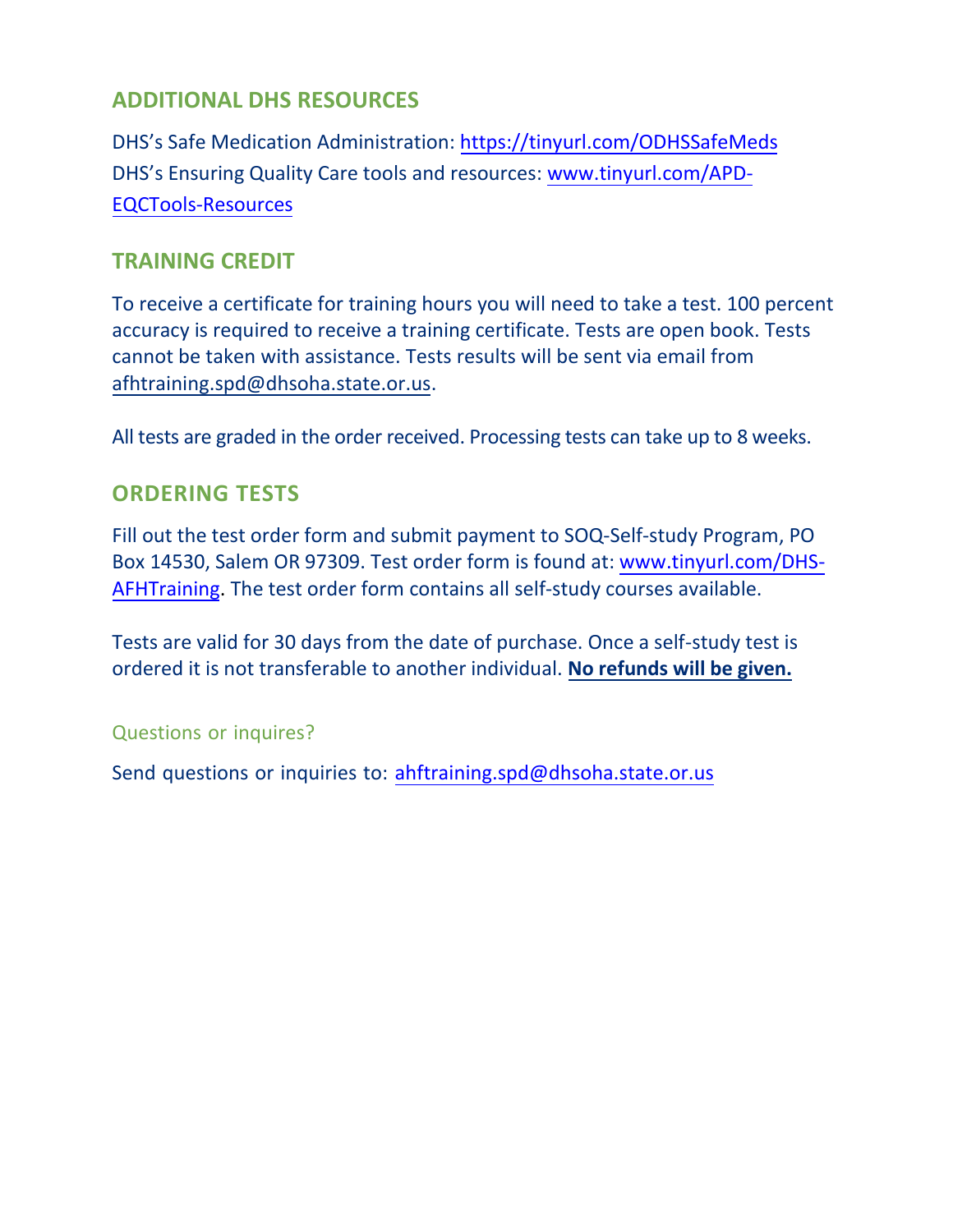## ADDITIONAL DHS RESOURCES

DHS's Safe Medication Administration: https://tinyurl.com/ODHSSafeMeds
DHS's Ensuring Quality Care tools and resources: www.tinyurl.com/APD-EQCTools-Resources

## TRAINING CREDIT

To receive a certificate for training hours you will need to take a test. 100 percent accuracy is required to receive a training certificate. Tests are open book. Tests cannot be taken with assistance. Tests results will be sent via email from afhtraining.spd@dhsoha.state.or.us.

All tests are graded in the order received. Processing tests can take up to 8 weeks.

## ORDERING TESTS

Fill out the test order form and submit payment to SOQ-Self-study Program, PO Box 14530, Salem OR 97309. Test order form is found at: www.tinyurl.com/DHS-AFHTraining. The test order form contains all self-study courses available.

Tests are valid for 30 days from the date of purchase. Once a self-study test is ordered it is not transferable to another individual. **No refunds will be given.**

### Questions or inquires?

Send questions or inquiries to: ahftraining.spd@dhsoha.state.or.us